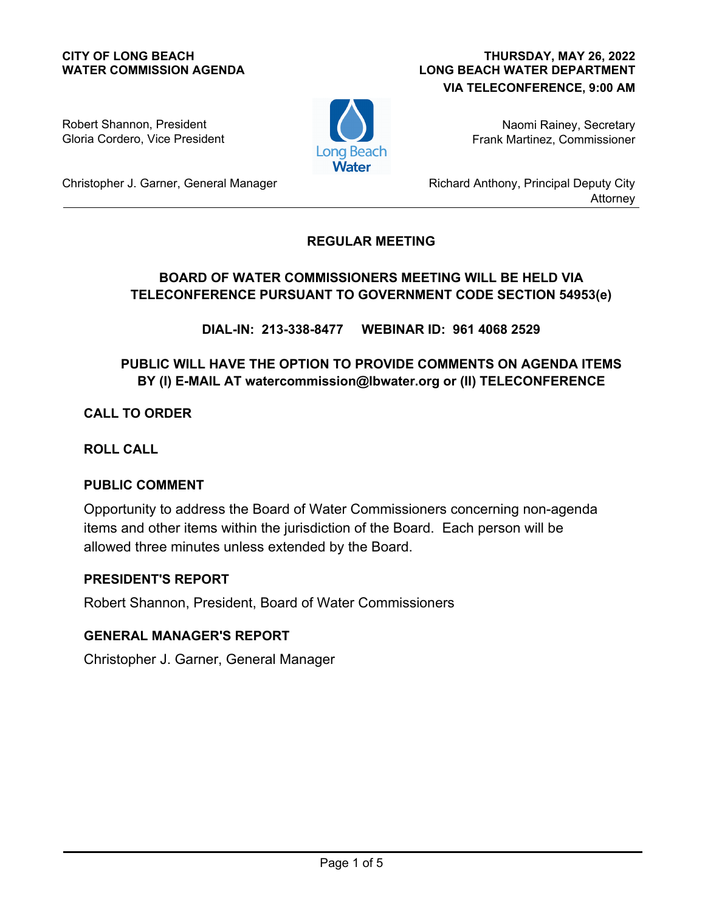**CITY OF LONG BEACH**
**WATER COMMISSION AGENDA**

**THURSDAY, MAY 26, 2022**
**LONG BEACH WATER DEPARTMENT**
**VIA TELECONFERENCE, 9:00 AM**

Robert Shannon, President
Gloria Cordero, Vice President

Naomi Rainey, Secretary
Frank Martinez, Commissioner

Christopher J. Garner, General Manager

Richard Anthony, Principal Deputy City Attorney

---

## REGULAR MEETING

**BOARD OF WATER COMMISSIONERS MEETING WILL BE HELD VIA TELECONFERENCE PURSUANT TO GOVERNMENT CODE SECTION 54953(e)**

**DIAL-IN: 213-338-8477 WEBINAR ID: 961 4068 2529**

**PUBLIC WILL HAVE THE OPTION TO PROVIDE COMMENTS ON AGENDA ITEMS BY (I) E-MAIL AT watercommission@lbwater.org or (II) TELECONFERENCE**

### CALL TO ORDER

### ROLL CALL

### PUBLIC COMMENT

Opportunity to address the Board of Water Commissioners concerning non-agenda items and other items within the jurisdiction of the Board. Each person will be allowed three minutes unless extended by the Board.

### PRESIDENT'S REPORT

Robert Shannon, President, Board of Water Commissioners

### GENERAL MANAGER'S REPORT

Christopher J. Garner, General Manager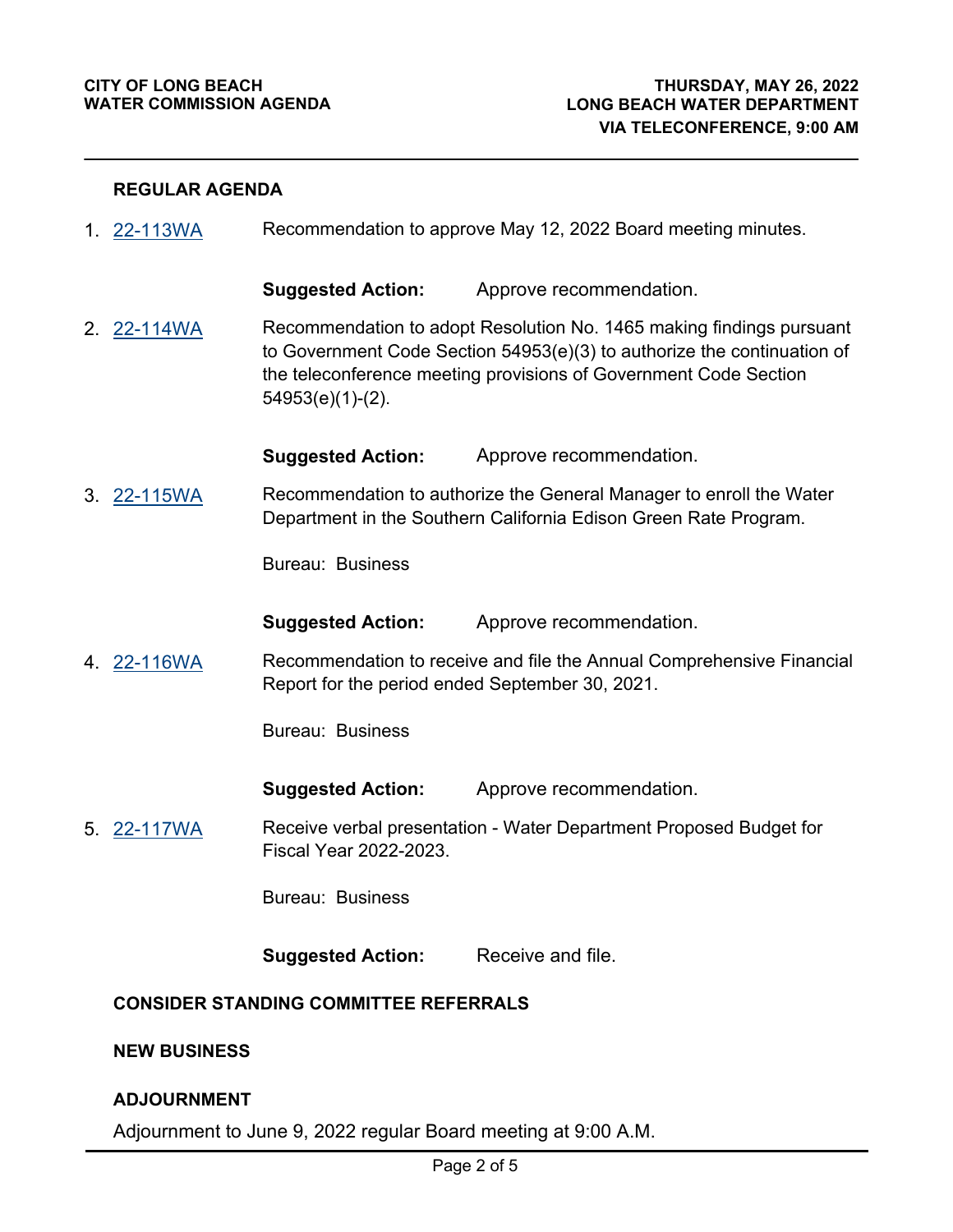**REGULAR AGENDA**

1. 22-113WA — Recommendation to approve May 12, 2022 Board meeting minutes.

   **Suggested Action:** Approve recommendation.

2. 22-114WA — Recommendation to adopt Resolution No. 1465 making findings pursuant to Government Code Section 54953(e)(3) to authorize the continuation of the teleconference meeting provisions of Government Code Section 54953(e)(1)-(2).

   **Suggested Action:** Approve recommendation.

3. 22-115WA — Recommendation to authorize the General Manager to enroll the Water Department in the Southern California Edison Green Rate Program.

   Bureau: Business

   **Suggested Action:** Approve recommendation.

4. 22-116WA — Recommendation to receive and file the Annual Comprehensive Financial Report for the period ended September 30, 2021.

   Bureau: Business

   **Suggested Action:** Approve recommendation.

5. 22-117WA — Receive verbal presentation - Water Department Proposed Budget for Fiscal Year 2022-2023.

   Bureau: Business

   **Suggested Action:** Receive and file.

**CONSIDER STANDING COMMITTEE REFERRALS**

**NEW BUSINESS**

**ADJOURNMENT**

Adjournment to June 9, 2022 regular Board meeting at 9:00 A.M.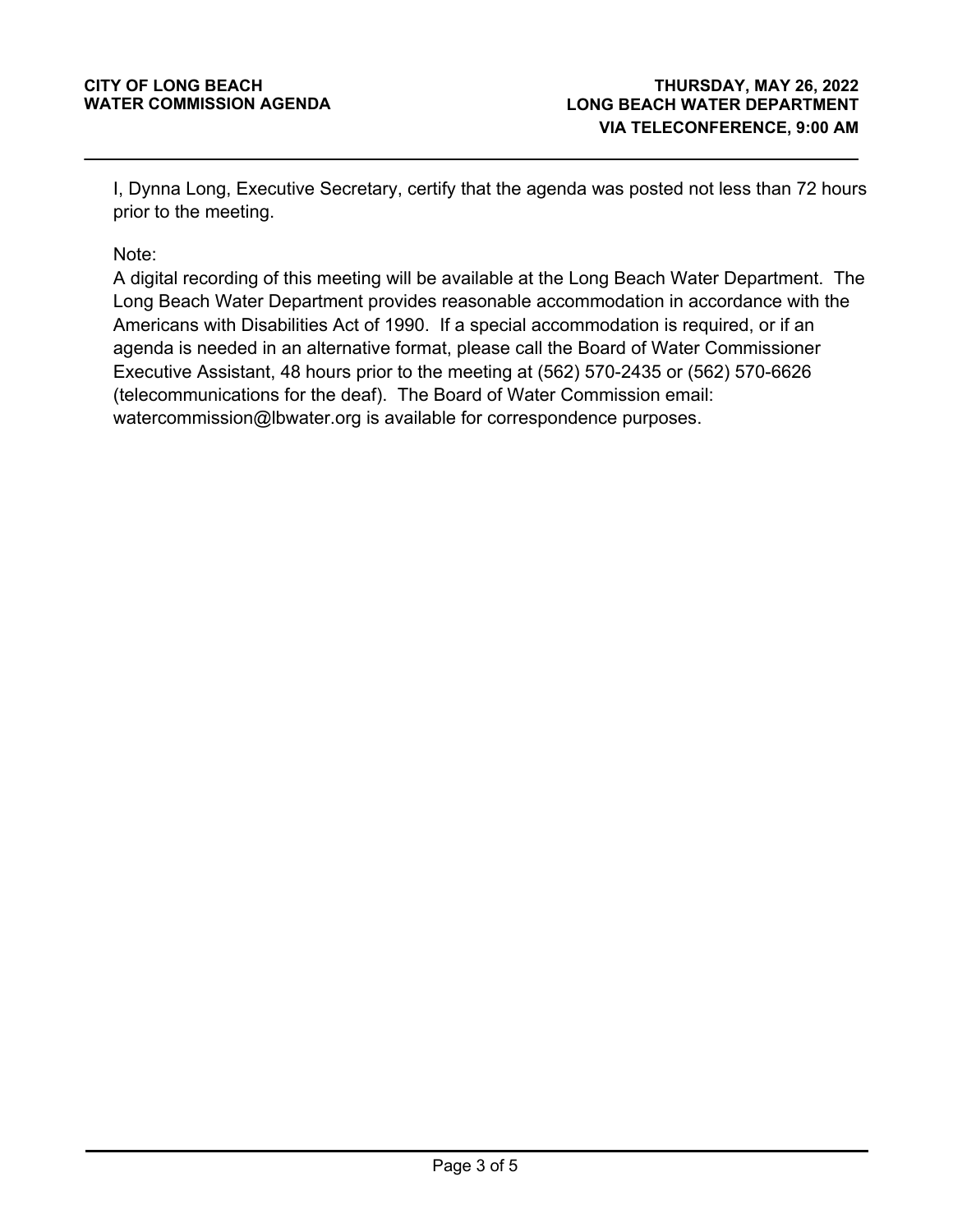I, Dynna Long, Executive Secretary, certify that the agenda was posted not less than 72 hours prior to the meeting.

Note:
A digital recording of this meeting will be available at the Long Beach Water Department. The Long Beach Water Department provides reasonable accommodation in accordance with the Americans with Disabilities Act of 1990. If a special accommodation is required, or if an agenda is needed in an alternative format, please call the Board of Water Commissioner Executive Assistant, 48 hours prior to the meeting at (562) 570-2435 or (562) 570-6626 (telecommunications for the deaf). The Board of Water Commission email: watercommission@lbwater.org is available for correspondence purposes.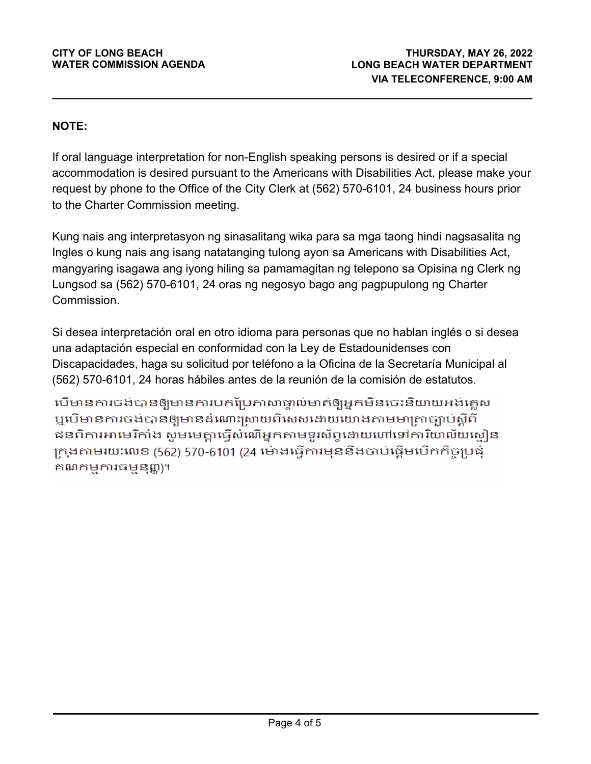**NOTE:**

If oral language interpretation for non-English speaking persons is desired or if a special accommodation is desired pursuant to the Americans with Disabilities Act, please make your request by phone to the Office of the City Clerk at (562) 570-6101, 24 business hours prior to the Charter Commission meeting.

Kung nais ang interpretasyon ng sinasalitang wika para sa mga taong hindi nagsasalita ng Ingles o kung nais ang isang natatanging tulong ayon sa Americans with Disabilities Act, mangyaring isagawa ang iyong hiling sa pamamagitan ng telepono sa Opisina ng Clerk ng Lungsod sa (562) 570-6101, 24 oras ng negosyo bago ang pagpupulong ng Charter Commission.

Si desea interpretación oral en otro idioma para personas que no hablan inglés o si desea una adaptación especial en conformidad con la Ley de Estadounidenses con Discapacidades, haga su solicitud por teléfono a la Oficina de la Secretaría Municipal al (562) 570-6101, 24 horas hábiles antes de la reunión de la comisión de estatutos.

បើមានការចង់បានឲ្យមានការបកប្រែភាសាផ្ទាល់មាត់ឲ្យអ្នកមិនចេះនិយាយអង់គ្លេស ឬបើមានការចង់បានឲ្យមានដំណោះស្រាយពិសេសដោយយោងតាមមាត្រាច្បាប់ស្តីពីជនពិការអាមេរិកាំង សូមមេត្តាធ្វើសំណើអ្នកតាមទូរស័ព្ទដោយហៅទៅការិយាល័យស្មៀនក្រុងតាមរយៈលេខ (562) 570-6101 (24 ម៉ោងធ្វើការមុននឹងចាប់ផ្តើមបើកកិច្ចប្រជុំគណកម្មការធម្មនុញ្ញ)។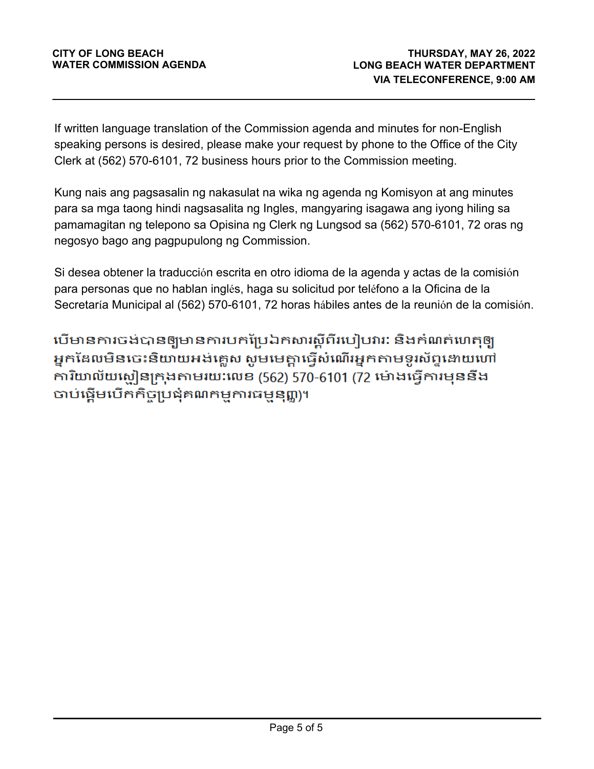If written language translation of the Commission agenda and minutes for non-English speaking persons is desired, please make your request by phone to the Office of the City Clerk at (562) 570-6101, 72 business hours prior to the Commission meeting.

Kung nais ang pagsasalin ng nakasulat na wika ng agenda ng Komisyon at ang minutes para sa mga taong hindi nagsasalita ng Ingles, mangyaring isagawa ang iyong hiling sa pamamagitan ng telepono sa Opisina ng Clerk ng Lungsod sa (562) 570-6101, 72 oras ng negosyo bago ang pagpupulong ng Commission.

Si desea obtener la traducción escrita en otro idioma de la agenda y actas de la comisión para personas que no hablan inglés, haga su solicitud por teléfono a la Oficina de la Secretaría Municipal al (562) 570-6101, 72 horas hábiles antes de la reunión de la comisión.

បើមានការចង់បានឲ្យមានការបកប្រែឯកសារស្តីពីរបៀបវារៈ និងកំណត់ហេតុឲ្យអ្នកដែលមិនចេះនិយាយអង់គ្លេស សូមមេត្តាធ្វើសំណើរអ្នកតាមទូរស័ព្ទដោយហៅការិយាល័យស្មៀនក្រុងតាមរយៈលេខ (562) 570-6101 (72 ម៉ោងធ្វើការមុននឹងចាប់ផ្តើមបើកកិច្ចប្រជុំគណកម្មការធម្មនុញ្ញ)។